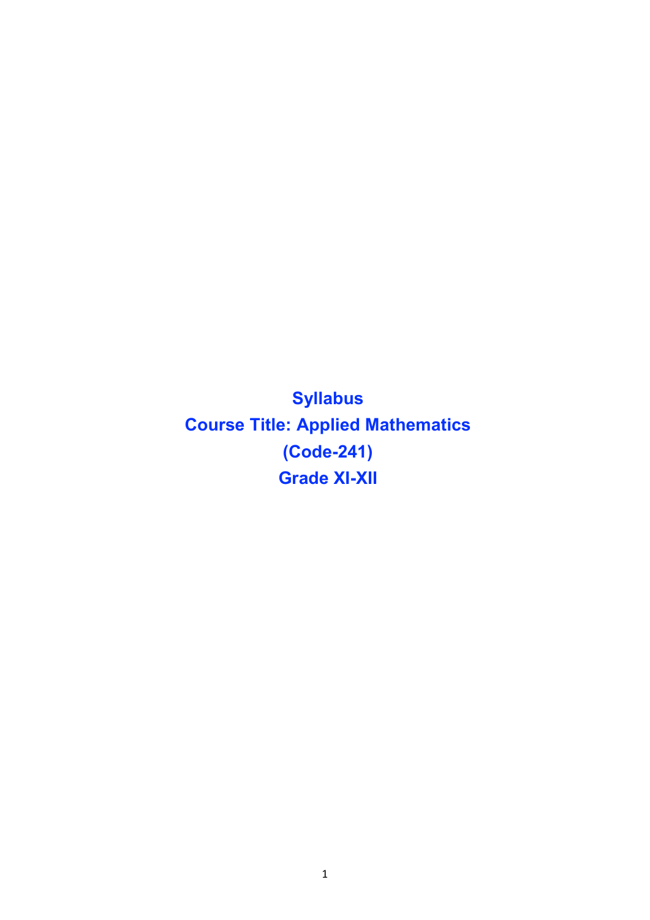# Syllabus

# Course Title: Applied Mathematics

# (Code-241)

# Grade XI-XII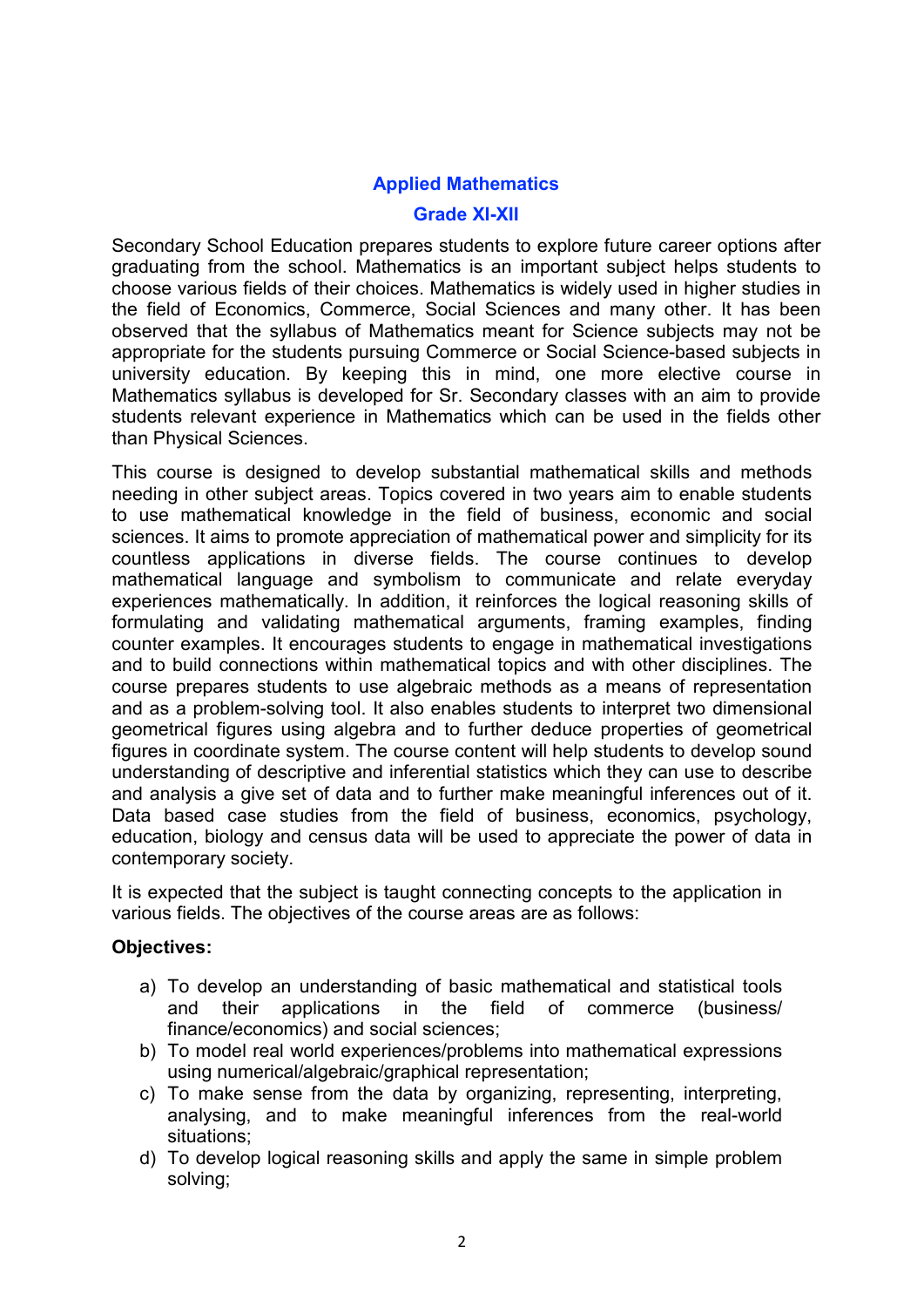## Applied Mathematics

### Grade XI-XII

Secondary School Education prepares students to explore future career options after graduating from the school. Mathematics is an important subject helps students to choose various fields of their choices. Mathematics is widely used in higher studies in the field of Economics, Commerce, Social Sciences and many other. It has been observed that the syllabus of Mathematics meant for Science subjects may not be appropriate for the students pursuing Commerce or Social Science-based subjects in university education. By keeping this in mind, one more elective course in Mathematics syllabus is developed for Sr. Secondary classes with an aim to provide students relevant experience in Mathematics which can be used in the fields other than Physical Sciences.

This course is designed to develop substantial mathematical skills and methods needing in other subject areas. Topics covered in two years aim to enable students to use mathematical knowledge in the field of business, economic and social sciences. It aims to promote appreciation of mathematical power and simplicity for its countless applications in diverse fields. The course continues to develop mathematical language and symbolism to communicate and relate everyday experiences mathematically. In addition, it reinforces the logical reasoning skills of formulating and validating mathematical arguments, framing examples, finding counter examples. It encourages students to engage in mathematical investigations and to build connections within mathematical topics and with other disciplines. The course prepares students to use algebraic methods as a means of representation and as a problem-solving tool. It also enables students to interpret two dimensional geometrical figures using algebra and to further deduce properties of geometrical figures in coordinate system. The course content will help students to develop sound understanding of descriptive and inferential statistics which they can use to describe and analysis a give set of data and to further make meaningful inferences out of it. Data based case studies from the field of business, economics, psychology, education, biology and census data will be used to appreciate the power of data in contemporary society.

It is expected that the subject is taught connecting concepts to the application in various fields. The objectives of the course areas are as follows:

**Objectives:**

a) To develop an understanding of basic mathematical and statistical tools and their applications in the field of commerce (business/ finance/economics) and social sciences;
b) To model real world experiences/problems into mathematical expressions using numerical/algebraic/graphical representation;
c) To make sense from the data by organizing, representing, interpreting, analysing, and to make meaningful inferences from the real-world situations;
d) To develop logical reasoning skills and apply the same in simple problem solving;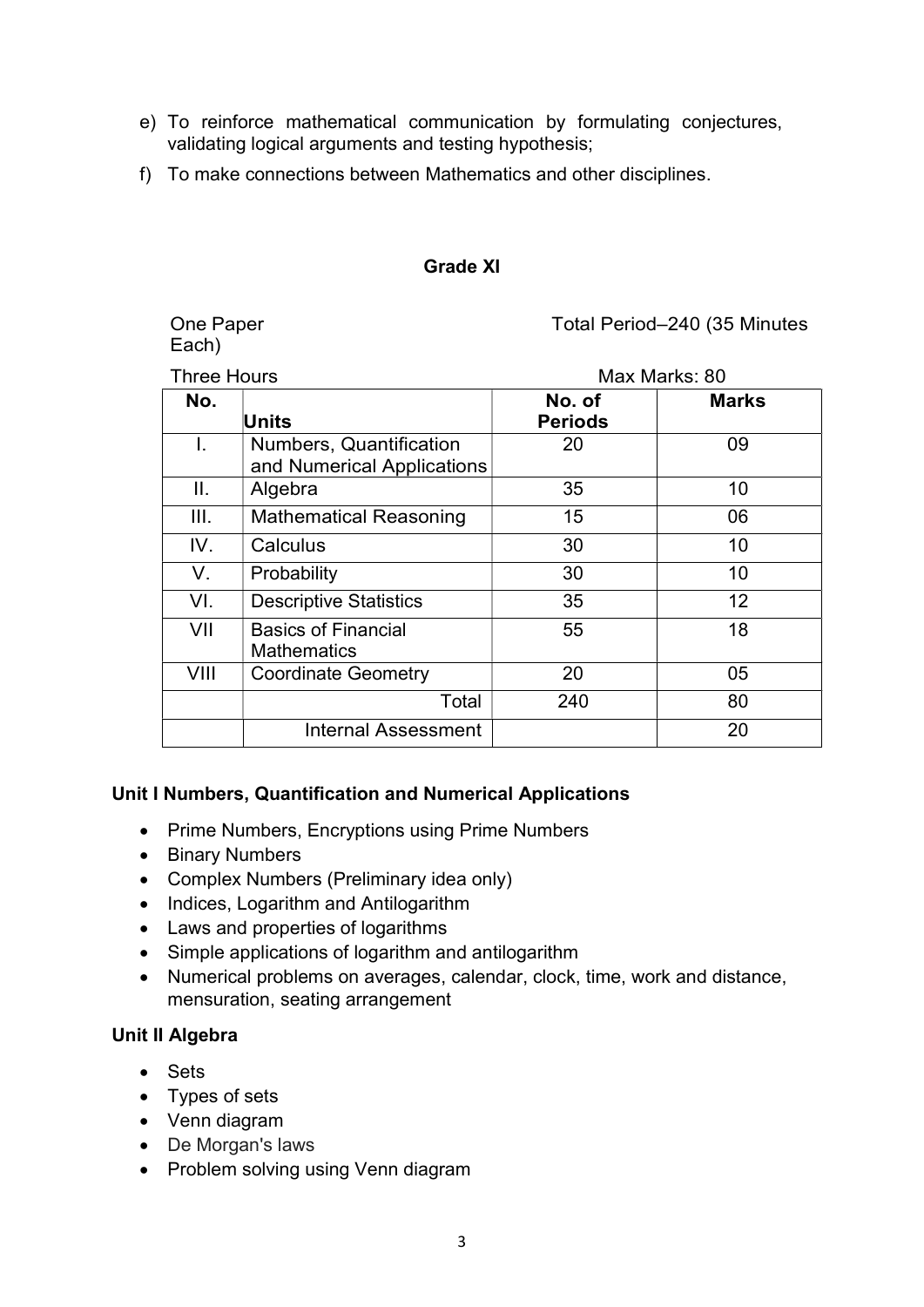e) To reinforce mathematical communication by formulating conjectures, validating logical arguments and testing hypothesis;

f) To make connections between Mathematics and other disciplines.

**Grade XI**

One Paper — Total Period–240 (35 Minutes Each)

Three Hours — Max Marks: 80

| No. | Units | No. of Periods | Marks |
|---|---|---|---|
| I. | Numbers, Quantification and Numerical Applications | 20 | 09 |
| II. | Algebra | 35 | 10 |
| III. | Mathematical Reasoning | 15 | 06 |
| IV. | Calculus | 30 | 10 |
| V. | Probability | 30 | 10 |
| VI. | Descriptive Statistics | 35 | 12 |
| VII | Basics of Financial Mathematics | 55 | 18 |
| VIII | Coordinate Geometry | 20 | 05 |
| | Total | 240 | 80 |
| | Internal Assessment | | 20 |

### Unit I Numbers, Quantification and Numerical Applications

- Prime Numbers, Encryptions using Prime Numbers
- Binary Numbers
- Complex Numbers (Preliminary idea only)
- Indices, Logarithm and Antilogarithm
- Laws and properties of logarithms
- Simple applications of logarithm and antilogarithm
- Numerical problems on averages, calendar, clock, time, work and distance, mensuration, seating arrangement

### Unit II Algebra

- Sets
- Types of sets
- Venn diagram
- De Morgan's laws
- Problem solving using Venn diagram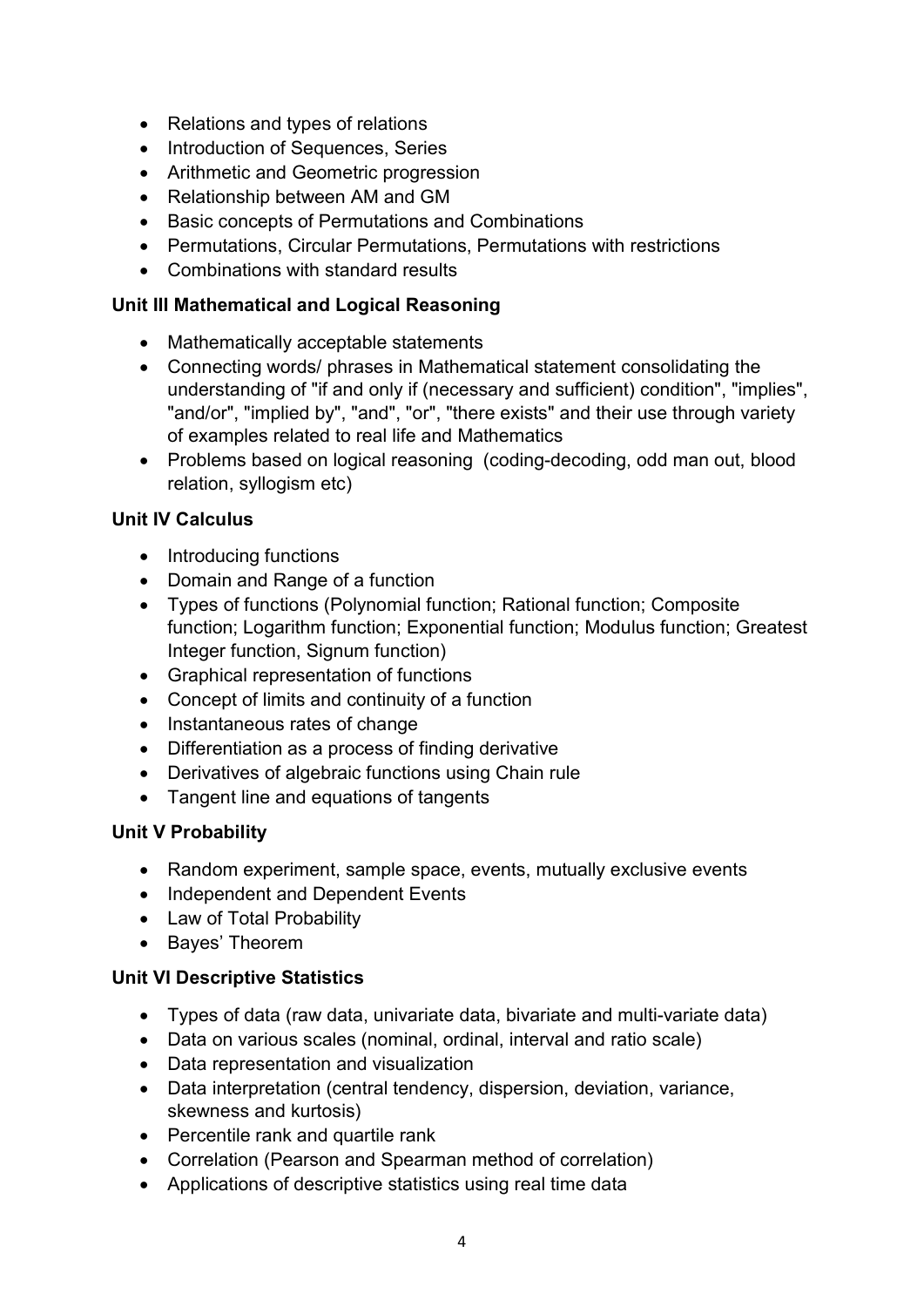- Relations and types of relations
- Introduction of Sequences, Series
- Arithmetic and Geometric progression
- Relationship between AM and GM
- Basic concepts of Permutations and Combinations
- Permutations, Circular Permutations, Permutations with restrictions
- Combinations with standard results

### Unit III Mathematical and Logical Reasoning

- Mathematically acceptable statements
- Connecting words/ phrases in Mathematical statement consolidating the understanding of "if and only if (necessary and sufficient) condition", "implies", "and/or", "implied by", "and", "or", "there exists" and their use through variety of examples related to real life and Mathematics
- Problems based on logical reasoning (coding-decoding, odd man out, blood relation, syllogism etc)

### Unit IV Calculus

- Introducing functions
- Domain and Range of a function
- Types of functions (Polynomial function; Rational function; Composite function; Logarithm function; Exponential function; Modulus function; Greatest Integer function, Signum function)
- Graphical representation of functions
- Concept of limits and continuity of a function
- Instantaneous rates of change
- Differentiation as a process of finding derivative
- Derivatives of algebraic functions using Chain rule
- Tangent line and equations of tangents

### Unit V Probability

- Random experiment, sample space, events, mutually exclusive events
- Independent and Dependent Events
- Law of Total Probability
- Bayes' Theorem

### Unit VI Descriptive Statistics

- Types of data (raw data, univariate data, bivariate and multi-variate data)
- Data on various scales (nominal, ordinal, interval and ratio scale)
- Data representation and visualization
- Data interpretation (central tendency, dispersion, deviation, variance, skewness and kurtosis)
- Percentile rank and quartile rank
- Correlation (Pearson and Spearman method of correlation)
- Applications of descriptive statistics using real time data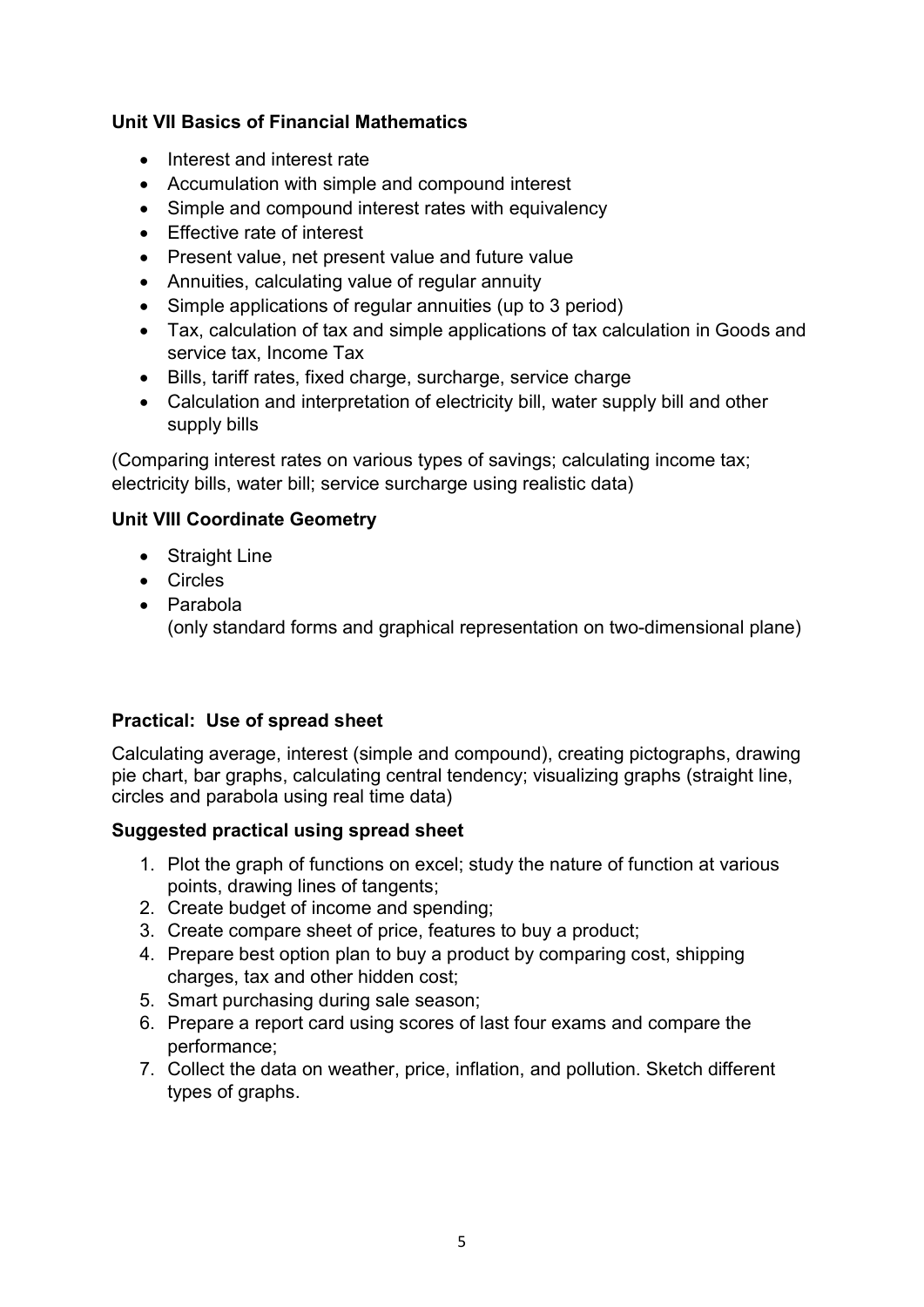**Unit VII Basics of Financial Mathematics**

- Interest and interest rate
- Accumulation with simple and compound interest
- Simple and compound interest rates with equivalency
- Effective rate of interest
- Present value, net present value and future value
- Annuities, calculating value of regular annuity
- Simple applications of regular annuities (up to 3 period)
- Tax, calculation of tax and simple applications of tax calculation in Goods and service tax, Income Tax
- Bills, tariff rates, fixed charge, surcharge, service charge
- Calculation and interpretation of electricity bill, water supply bill and other supply bills

(Comparing interest rates on various types of savings; calculating income tax; electricity bills, water bill; service surcharge using realistic data)

**Unit VIII Coordinate Geometry**

- Straight Line
- Circles
- Parabola
  (only standard forms and graphical representation on two-dimensional plane)

**Practical: Use of spread sheet**

Calculating average, interest (simple and compound), creating pictographs, drawing pie chart, bar graphs, calculating central tendency; visualizing graphs (straight line, circles and parabola using real time data)

**Suggested practical using spread sheet**

1. Plot the graph of functions on excel; study the nature of function at various points, drawing lines of tangents;
2. Create budget of income and spending;
3. Create compare sheet of price, features to buy a product;
4. Prepare best option plan to buy a product by comparing cost, shipping charges, tax and other hidden cost;
5. Smart purchasing during sale season;
6. Prepare a report card using scores of last four exams and compare the performance;
7. Collect the data on weather, price, inflation, and pollution. Sketch different types of graphs.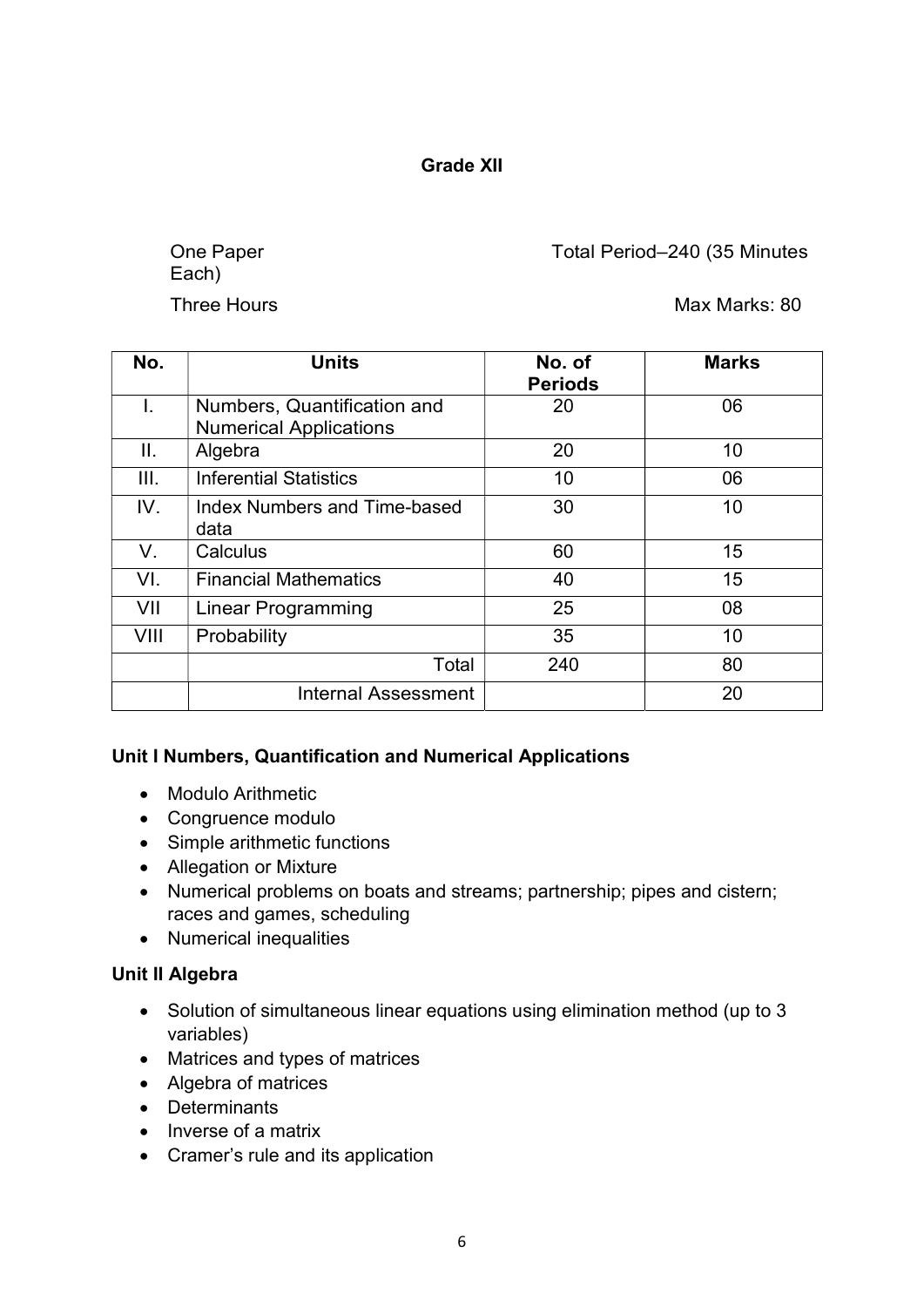**Grade XII**

One Paper — Total Period–240 (35 Minutes Each)

Three Hours — Max Marks: 80

| No. | Units | No. of Periods | Marks |
|---|---|---|---|
| I. | Numbers, Quantification and Numerical Applications | 20 | 06 |
| II. | Algebra | 20 | 10 |
| III. | Inferential Statistics | 10 | 06 |
| IV. | Index Numbers and Time-based data | 30 | 10 |
| V. | Calculus | 60 | 15 |
| VI. | Financial Mathematics | 40 | 15 |
| VII | Linear Programming | 25 | 08 |
| VIII | Probability | 35 | 10 |
| | Total | 240 | 80 |
| | Internal Assessment | | 20 |

**Unit I Numbers, Quantification and Numerical Applications**

- Modulo Arithmetic
- Congruence modulo
- Simple arithmetic functions
- Allegation or Mixture
- Numerical problems on boats and streams; partnership; pipes and cistern; races and games, scheduling
- Numerical inequalities

**Unit II Algebra**

- Solution of simultaneous linear equations using elimination method (up to 3 variables)
- Matrices and types of matrices
- Algebra of matrices
- Determinants
- Inverse of a matrix
- Cramer's rule and its application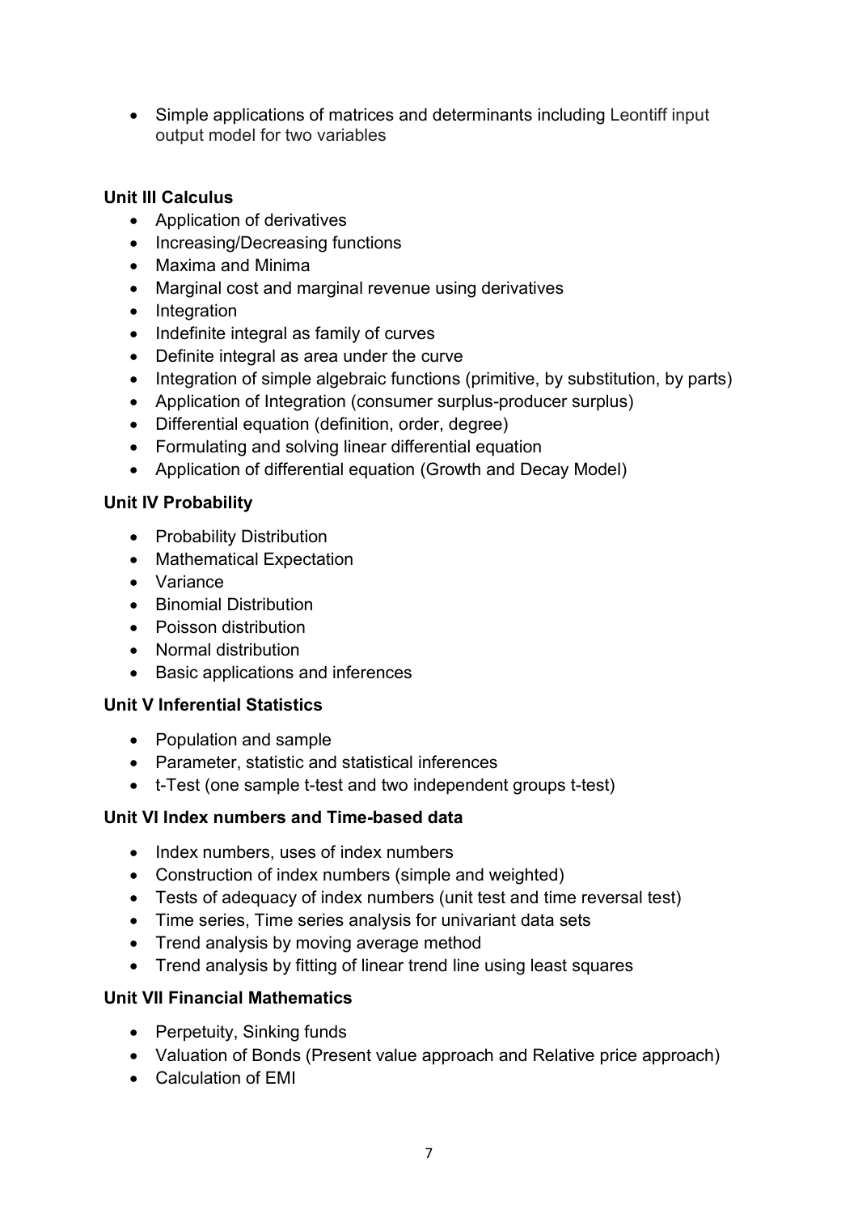- Simple applications of matrices and determinants including Leontiff input output model for two variables

### Unit III Calculus

- Application of derivatives
- Increasing/Decreasing functions
- Maxima and Minima
- Marginal cost and marginal revenue using derivatives
- Integration
- Indefinite integral as family of curves
- Definite integral as area under the curve
- Integration of simple algebraic functions (primitive, by substitution, by parts)
- Application of Integration (consumer surplus-producer surplus)
- Differential equation (definition, order, degree)
- Formulating and solving linear differential equation
- Application of differential equation (Growth and Decay Model)

### Unit IV Probability

- Probability Distribution
- Mathematical Expectation
- Variance
- Binomial Distribution
- Poisson distribution
- Normal distribution
- Basic applications and inferences

### Unit V Inferential Statistics

- Population and sample
- Parameter, statistic and statistical inferences
- t-Test (one sample t-test and two independent groups t-test)

### Unit VI Index numbers and Time-based data

- Index numbers, uses of index numbers
- Construction of index numbers (simple and weighted)
- Tests of adequacy of index numbers (unit test and time reversal test)
- Time series, Time series analysis for univariant data sets
- Trend analysis by moving average method
- Trend analysis by fitting of linear trend line using least squares

### Unit VII Financial Mathematics

- Perpetuity, Sinking funds
- Valuation of Bonds (Present value approach and Relative price approach)
- Calculation of EMI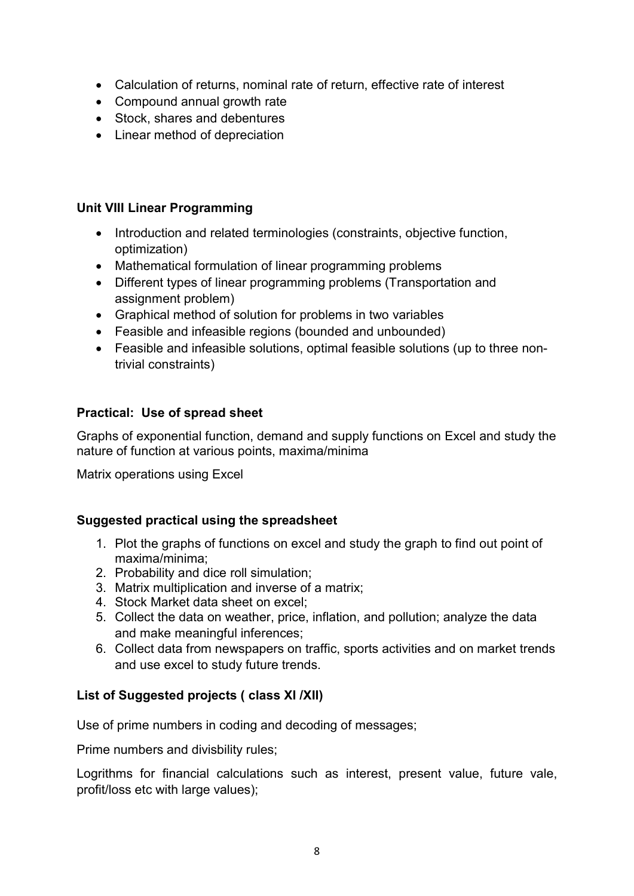- Calculation of returns, nominal rate of return, effective rate of interest
- Compound annual growth rate
- Stock, shares and debentures
- Linear method of depreciation

**Unit VIII Linear Programming**

- Introduction and related terminologies (constraints, objective function, optimization)
- Mathematical formulation of linear programming problems
- Different types of linear programming problems (Transportation and assignment problem)
- Graphical method of solution for problems in two variables
- Feasible and infeasible regions (bounded and unbounded)
- Feasible and infeasible solutions, optimal feasible solutions (up to three non-trivial constraints)

**Practical: Use of spread sheet**

Graphs of exponential function, demand and supply functions on Excel and study the nature of function at various points, maxima/minima

Matrix operations using Excel

**Suggested practical using the spreadsheet**

1. Plot the graphs of functions on excel and study the graph to find out point of maxima/minima;
2. Probability and dice roll simulation;
3. Matrix multiplication and inverse of a matrix;
4. Stock Market data sheet on excel;
5. Collect the data on weather, price, inflation, and pollution; analyze the data and make meaningful inferences;
6. Collect data from newspapers on traffic, sports activities and on market trends and use excel to study future trends.

**List of Suggested projects ( class XI /XII)**

Use of prime numbers in coding and decoding of messages;

Prime numbers and divisbility rules;

Logrithms for financial calculations such as interest, present value, future vale, profit/loss etc with large values);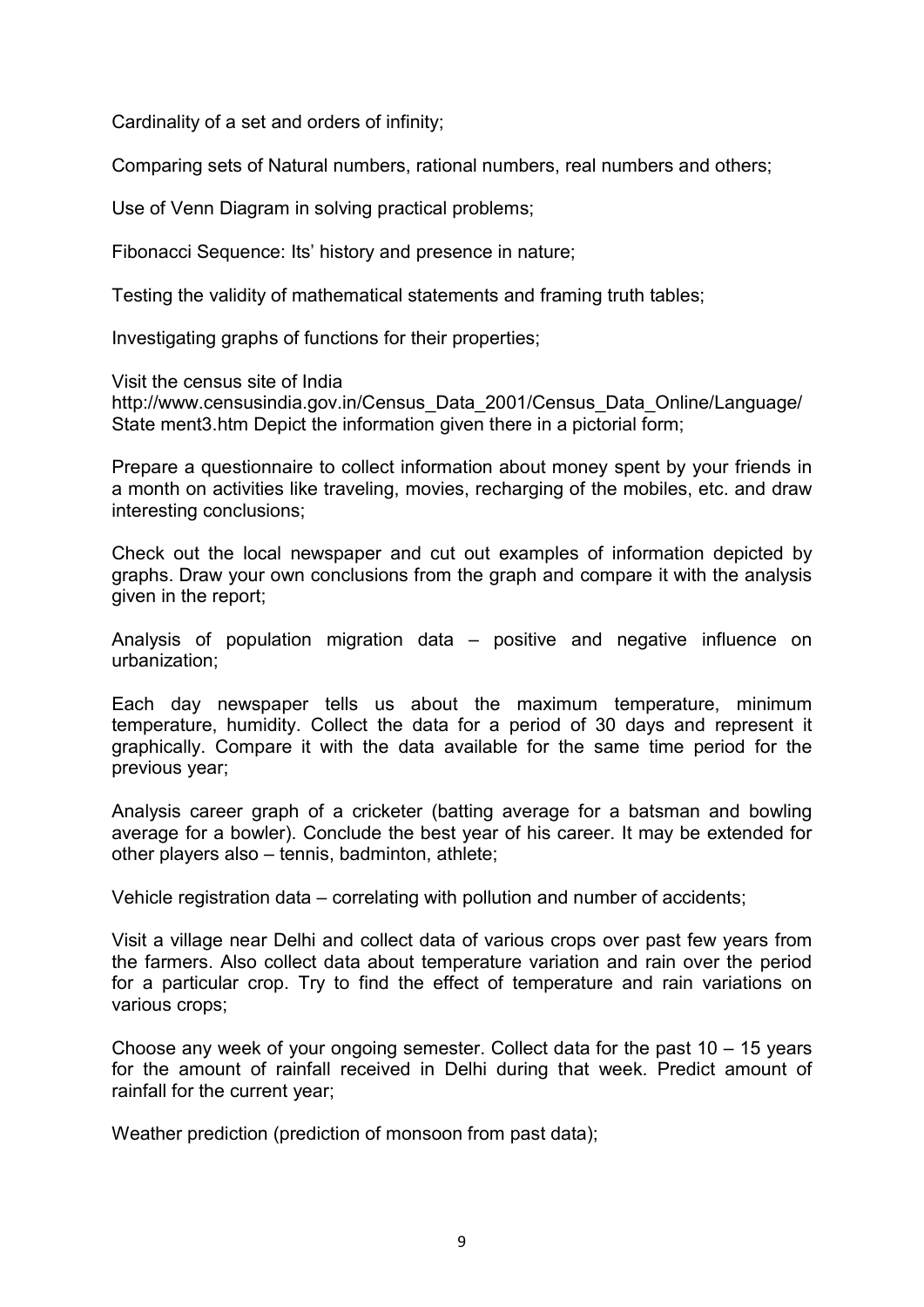Cardinality of a set and orders of infinity;

Comparing sets of Natural numbers, rational numbers, real numbers and others;

Use of Venn Diagram in solving practical problems;

Fibonacci Sequence: Its' history and presence in nature;

Testing the validity of mathematical statements and framing truth tables;

Investigating graphs of functions for their properties;

Visit the census site of India http://www.censusindia.gov.in/Census_Data_2001/Census_Data_Online/Language/State ment3.htm Depict the information given there in a pictorial form;

Prepare a questionnaire to collect information about money spent by your friends in a month on activities like traveling, movies, recharging of the mobiles, etc. and draw interesting conclusions;

Check out the local newspaper and cut out examples of information depicted by graphs. Draw your own conclusions from the graph and compare it with the analysis given in the report;

Analysis of population migration data – positive and negative influence on urbanization;

Each day newspaper tells us about the maximum temperature, minimum temperature, humidity. Collect the data for a period of 30 days and represent it graphically. Compare it with the data available for the same time period for the previous year;

Analysis career graph of a cricketer (batting average for a batsman and bowling average for a bowler). Conclude the best year of his career. It may be extended for other players also – tennis, badminton, athlete;

Vehicle registration data – correlating with pollution and number of accidents;

Visit a village near Delhi and collect data of various crops over past few years from the farmers. Also collect data about temperature variation and rain over the period for a particular crop. Try to find the effect of temperature and rain variations on various crops;

Choose any week of your ongoing semester. Collect data for the past 10 – 15 years for the amount of rainfall received in Delhi during that week. Predict amount of rainfall for the current year;

Weather prediction (prediction of monsoon from past data);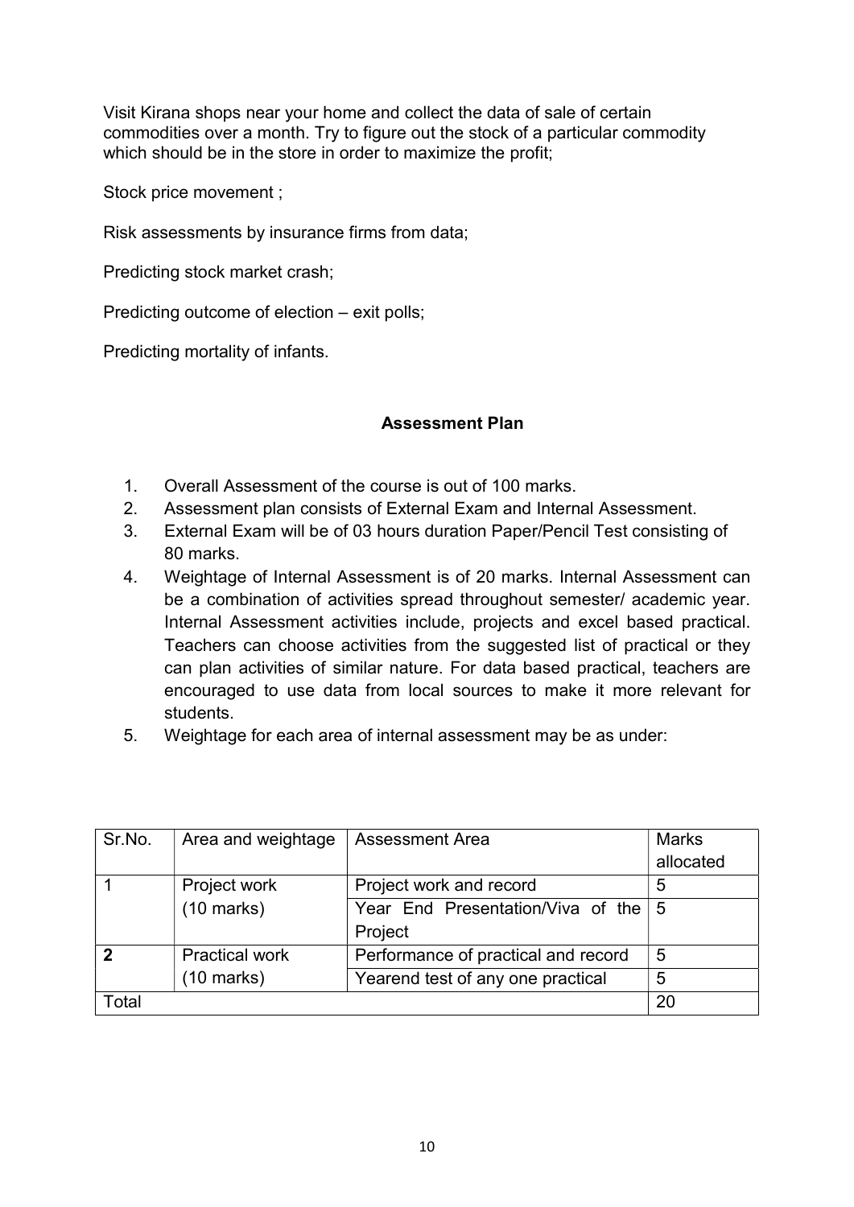Visit Kirana shops near your home and collect the data of sale of certain commodities over a month. Try to figure out the stock of a particular commodity which should be in the store in order to maximize the profit;

Stock price movement ;

Risk assessments by insurance firms from data;

Predicting stock market crash;

Predicting outcome of election – exit polls;

Predicting mortality of infants.

## Assessment Plan

1. Overall Assessment of the course is out of 100 marks.
2. Assessment plan consists of External Exam and Internal Assessment.
3. External Exam will be of 03 hours duration Paper/Pencil Test consisting of 80 marks.
4. Weightage of Internal Assessment is of 20 marks. Internal Assessment can be a combination of activities spread throughout semester/ academic year. Internal Assessment activities include, projects and excel based practical. Teachers can choose activities from the suggested list of practical or they can plan activities of similar nature. For data based practical, teachers are encouraged to use data from local sources to make it more relevant for students.
5. Weightage for each area of internal assessment may be as under:

| Sr.No. | Area and weightage | Assessment Area | Marks allocated |
|---|---|---|---|
| 1 | Project work (10 marks) | Project work and record | 5 |
| | | Year End Presentation/Viva of the Project | 5 |
| **2** | Practical work (10 marks) | Performance of practical and record | 5 |
| | | Yearend test of any one practical | 5 |
| Total | | | 20 |